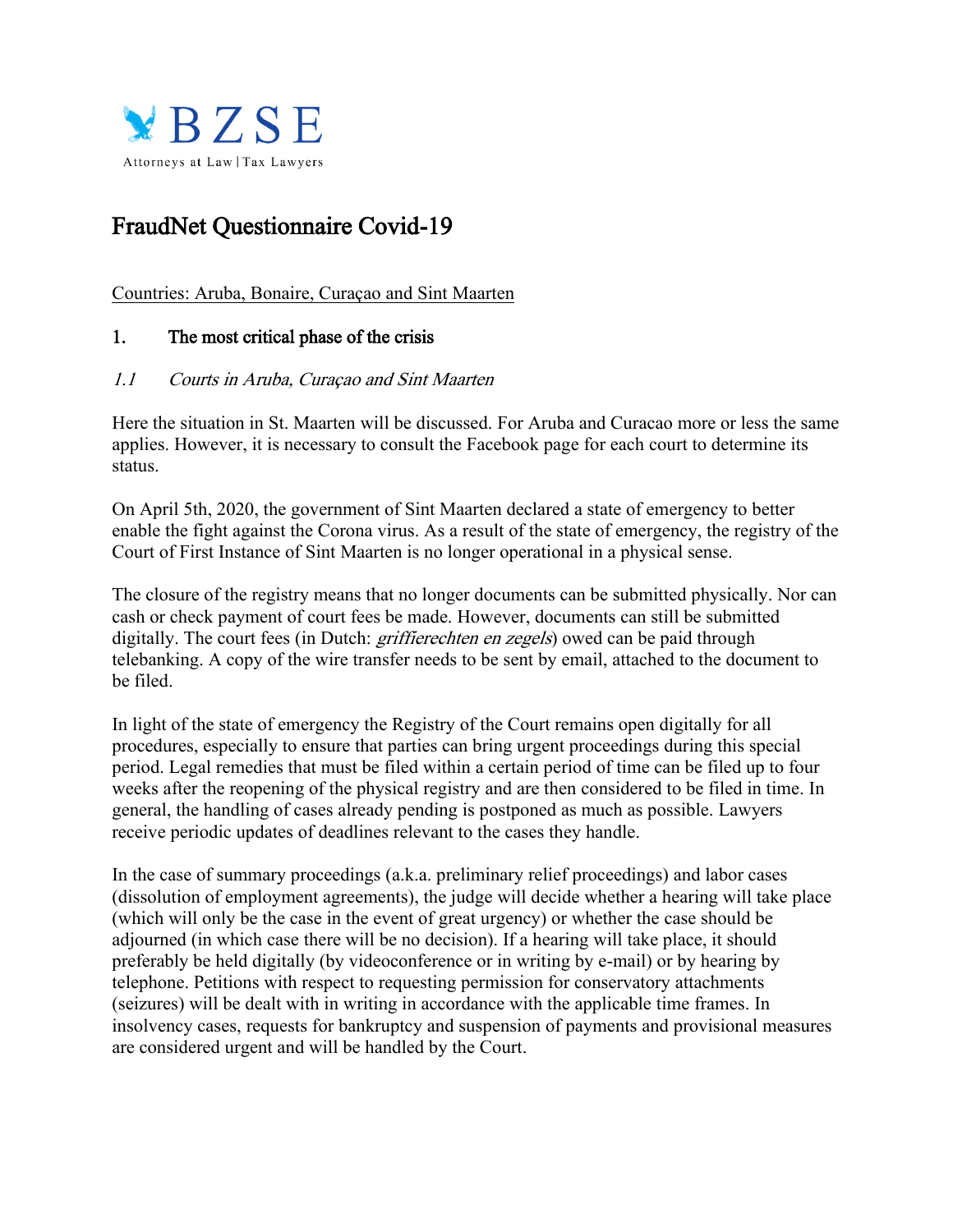BZSE

Attorneys at Law | Tax Lawyers

# FraudNet Questionnaire Covid-19

Countries: Aruba, Bonaire, Curaçao and Sint Maarten

## 1. The most critical phase of the crisis

### *1.1 Courts in Aruba, Curaçao and Sint Maarten*

Here the situation in St. Maarten will be discussed. For Aruba and Curacao more or less the same applies. However, it is necessary to consult the Facebook page for each court to determine its status.

On April 5th, 2020, the government of Sint Maarten declared a state of emergency to better enable the fight against the Corona virus. As a result of the state of emergency, the registry of the Court of First Instance of Sint Maarten is no longer operational in a physical sense.

The closure of the registry means that no longer documents can be submitted physically. Nor can cash or check payment of court fees be made. However, documents can still be submitted digitally. The court fees (in Dutch: *griffierechten en zegels*) owed can be paid through telebanking. A copy of the wire transfer needs to be sent by email, attached to the document to be filed.

In light of the state of emergency the Registry of the Court remains open digitally for all procedures, especially to ensure that parties can bring urgent proceedings during this special period. Legal remedies that must be filed within a certain period of time can be filed up to four weeks after the reopening of the physical registry and are then considered to be filed in time. In general, the handling of cases already pending is postponed as much as possible. Lawyers receive periodic updates of deadlines relevant to the cases they handle.

In the case of summary proceedings (a.k.a. preliminary relief proceedings) and labor cases (dissolution of employment agreements), the judge will decide whether a hearing will take place (which will only be the case in the event of great urgency) or whether the case should be adjourned (in which case there will be no decision). If a hearing will take place, it should preferably be held digitally (by videoconference or in writing by e-mail) or by hearing by telephone. Petitions with respect to requesting permission for conservatory attachments (seizures) will be dealt with in writing in accordance with the applicable time frames. In insolvency cases, requests for bankruptcy and suspension of payments and provisional measures are considered urgent and will be handled by the Court.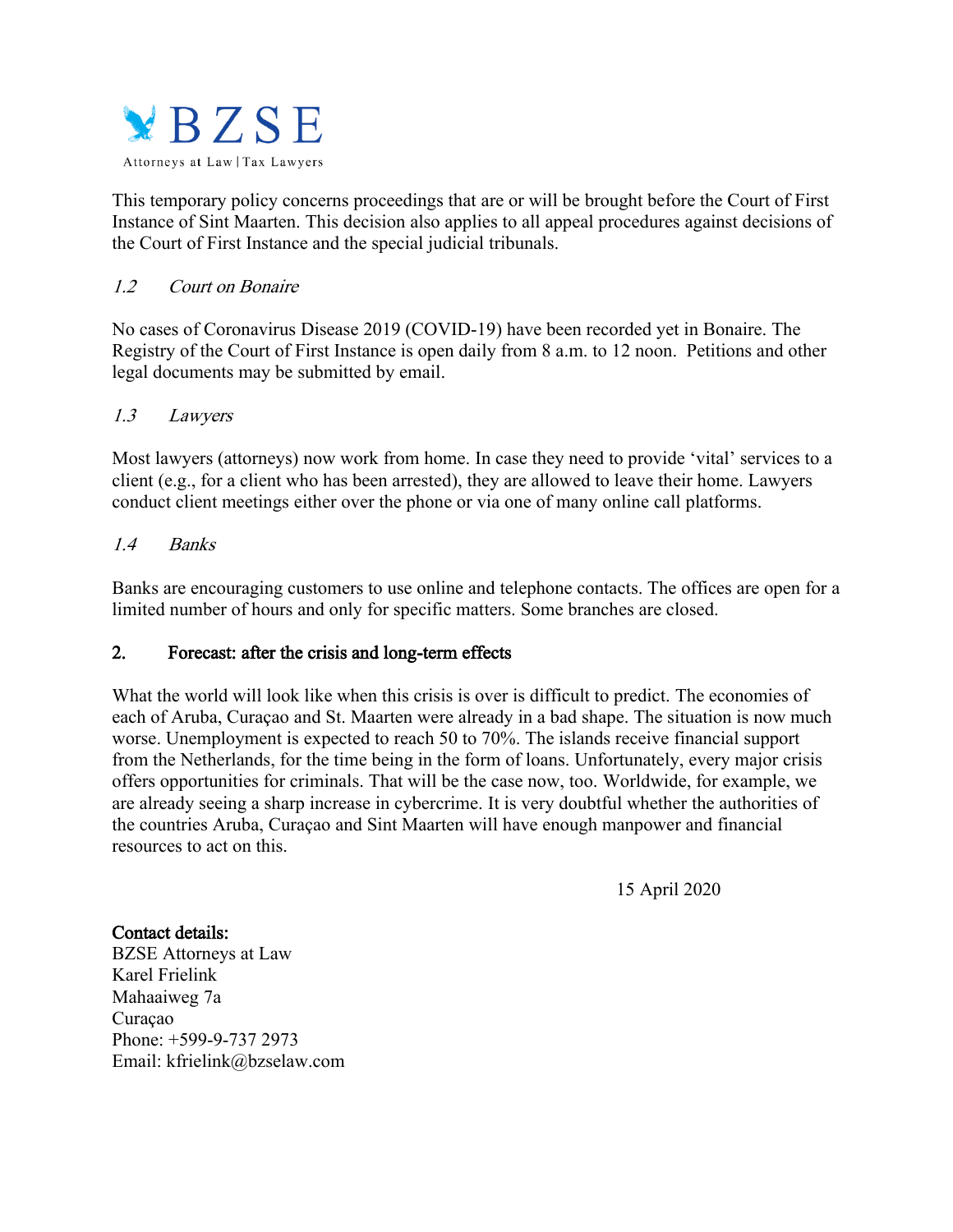BZSE

Attorneys at Law | Tax Lawyers

This temporary policy concerns proceedings that are or will be brought before the Court of First Instance of Sint Maarten. This decision also applies to all appeal procedures against decisions of the Court of First Instance and the special judicial tribunals.

### *1.2 Court on Bonaire*

No cases of Coronavirus Disease 2019 (COVID-19) have been recorded yet in Bonaire. The Registry of the Court of First Instance is open daily from 8 a.m. to 12 noon. Petitions and other legal documents may be submitted by email.

### *1.3 Lawyers*

Most lawyers (attorneys) now work from home. In case they need to provide 'vital' services to a client (e.g., for a client who has been arrested), they are allowed to leave their home. Lawyers conduct client meetings either over the phone or via one of many online call platforms.

### *1.4 Banks*

Banks are encouraging customers to use online and telephone contacts. The offices are open for a limited number of hours and only for specific matters. Some branches are closed.

## 2. Forecast: after the crisis and long-term effects

What the world will look like when this crisis is over is difficult to predict. The economies of each of Aruba, Curaçao and St. Maarten were already in a bad shape. The situation is now much worse. Unemployment is expected to reach 50 to 70%. The islands receive financial support from the Netherlands, for the time being in the form of loans. Unfortunately, every major crisis offers opportunities for criminals. That will be the case now, too. Worldwide, for example, we are already seeing a sharp increase in cybercrime. It is very doubtful whether the authorities of the countries Aruba, Curaçao and Sint Maarten will have enough manpower and financial resources to act on this.

15 April 2020

**Contact details:**
BZSE Attorneys at Law
Karel Frielink
Mahaaiweg 7a
Curaçao
Phone: +599-9-737 2973
Email: kfrielink@bzselaw.com